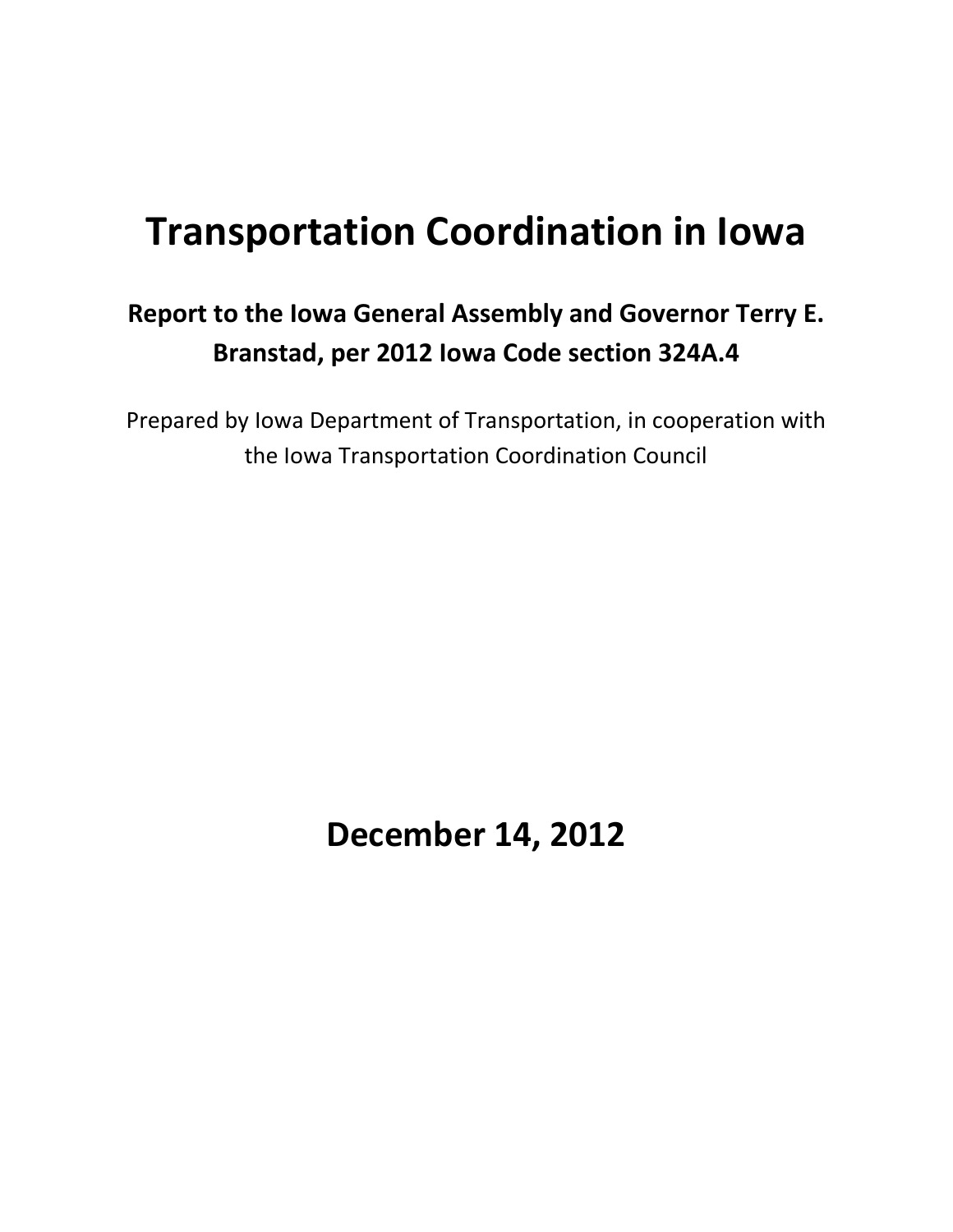# Transportation Coordination in Iowa

**Report to the Iowa General Assembly and Governor Terry E. Branstad, per 2012 Iowa Code section 324A.4**

Prepared by Iowa Department of Transportation, in cooperation with the Iowa Transportation Coordination Council

**December 14, 2012**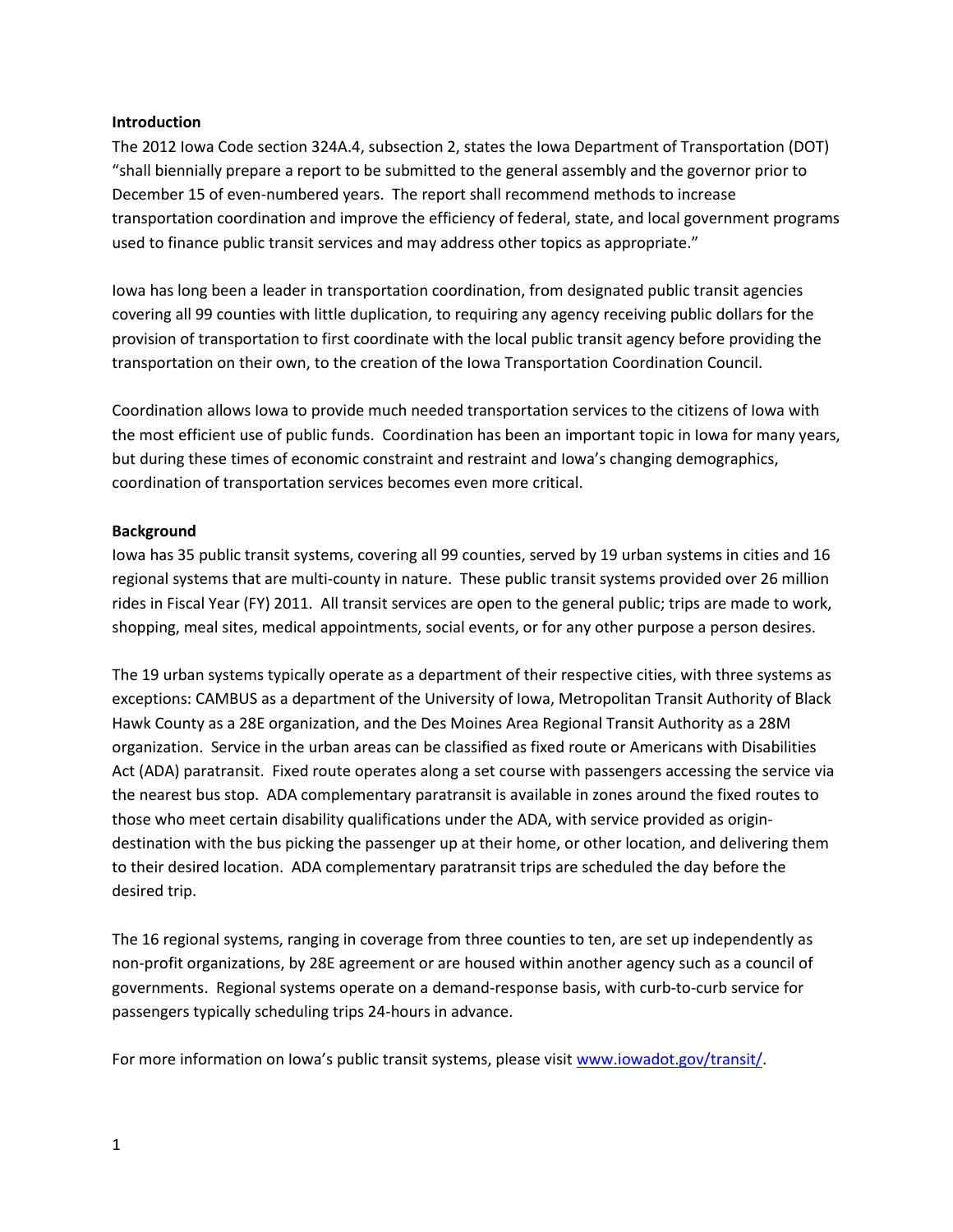## Introduction

The 2012 Iowa Code section 324A.4, subsection 2, states the Iowa Department of Transportation (DOT) "shall biennially prepare a report to be submitted to the general assembly and the governor prior to December 15 of even-numbered years. The report shall recommend methods to increase transportation coordination and improve the efficiency of federal, state, and local government programs used to finance public transit services and may address other topics as appropriate."

Iowa has long been a leader in transportation coordination, from designated public transit agencies covering all 99 counties with little duplication, to requiring any agency receiving public dollars for the provision of transportation to first coordinate with the local public transit agency before providing the transportation on their own, to the creation of the Iowa Transportation Coordination Council.

Coordination allows Iowa to provide much needed transportation services to the citizens of Iowa with the most efficient use of public funds. Coordination has been an important topic in Iowa for many years, but during these times of economic constraint and restraint and Iowa's changing demographics, coordination of transportation services becomes even more critical.

## Background

Iowa has 35 public transit systems, covering all 99 counties, served by 19 urban systems in cities and 16 regional systems that are multi-county in nature. These public transit systems provided over 26 million rides in Fiscal Year (FY) 2011. All transit services are open to the general public; trips are made to work, shopping, meal sites, medical appointments, social events, or for any other purpose a person desires.

The 19 urban systems typically operate as a department of their respective cities, with three systems as exceptions: CAMBUS as a department of the University of Iowa, Metropolitan Transit Authority of Black Hawk County as a 28E organization, and the Des Moines Area Regional Transit Authority as a 28M organization. Service in the urban areas can be classified as fixed route or Americans with Disabilities Act (ADA) paratransit. Fixed route operates along a set course with passengers accessing the service via the nearest bus stop. ADA complementary paratransit is available in zones around the fixed routes to those who meet certain disability qualifications under the ADA, with service provided as origin-destination with the bus picking the passenger up at their home, or other location, and delivering them to their desired location. ADA complementary paratransit trips are scheduled the day before the desired trip.

The 16 regional systems, ranging in coverage from three counties to ten, are set up independently as non-profit organizations, by 28E agreement or are housed within another agency such as a council of governments. Regional systems operate on a demand-response basis, with curb-to-curb service for passengers typically scheduling trips 24-hours in advance.

For more information on Iowa's public transit systems, please visit [www.iowadot.gov/transit/](http://www.iowadot.gov/transit/).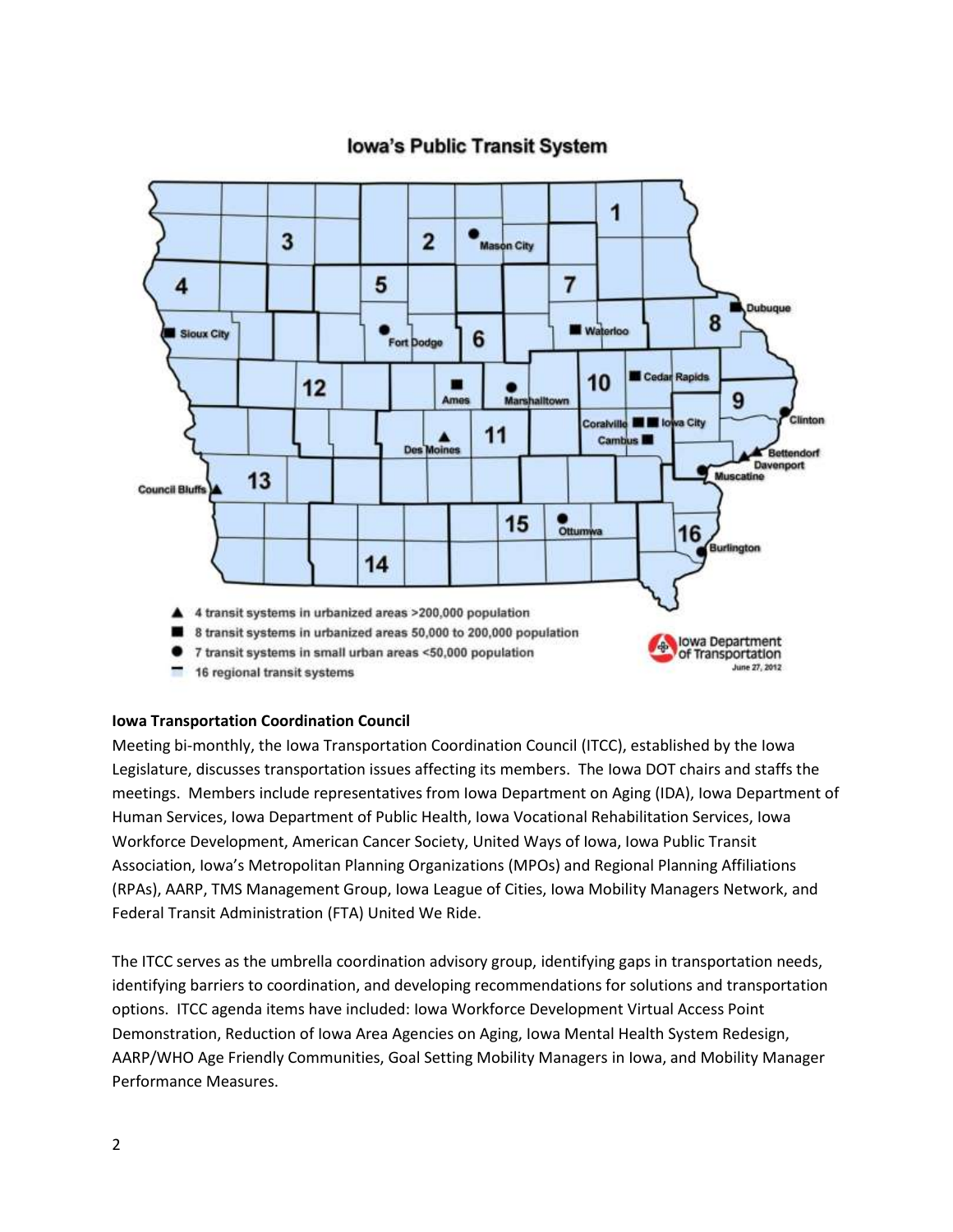## Iowa's Public Transit System

▲ 4 transit systems in urbanized areas >200,000 population
■ 8 transit systems in urbanized areas 50,000 to 200,000 population
● 7 transit systems in small urban areas <50,000 population
▬ 16 regional transit systems

Iowa Department of Transportation
June 27, 2012

**Iowa Transportation Coordination Council**

Meeting bi-monthly, the Iowa Transportation Coordination Council (ITCC), established by the Iowa Legislature, discusses transportation issues affecting its members. The Iowa DOT chairs and staffs the meetings. Members include representatives from Iowa Department on Aging (IDA), Iowa Department of Human Services, Iowa Department of Public Health, Iowa Vocational Rehabilitation Services, Iowa Workforce Development, American Cancer Society, United Ways of Iowa, Iowa Public Transit Association, Iowa's Metropolitan Planning Organizations (MPOs) and Regional Planning Affiliations (RPAs), AARP, TMS Management Group, Iowa League of Cities, Iowa Mobility Managers Network, and Federal Transit Administration (FTA) United We Ride.

The ITCC serves as the umbrella coordination advisory group, identifying gaps in transportation needs, identifying barriers to coordination, and developing recommendations for solutions and transportation options. ITCC agenda items have included: Iowa Workforce Development Virtual Access Point Demonstration, Reduction of Iowa Area Agencies on Aging, Iowa Mental Health System Redesign, AARP/WHO Age Friendly Communities, Goal Setting Mobility Managers in Iowa, and Mobility Manager Performance Measures.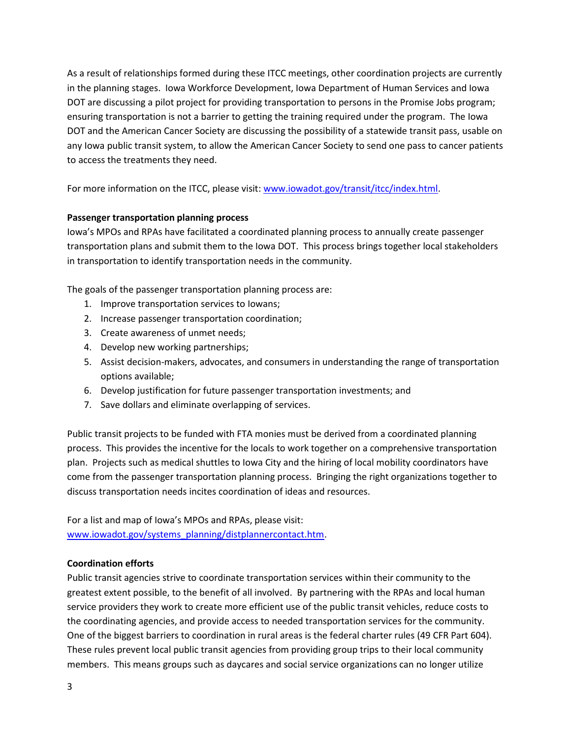As a result of relationships formed during these ITCC meetings, other coordination projects are currently in the planning stages. Iowa Workforce Development, Iowa Department of Human Services and Iowa DOT are discussing a pilot project for providing transportation to persons in the Promise Jobs program; ensuring transportation is not a barrier to getting the training required under the program. The Iowa DOT and the American Cancer Society are discussing the possibility of a statewide transit pass, usable on any Iowa public transit system, to allow the American Cancer Society to send one pass to cancer patients to access the treatments they need.

For more information on the ITCC, please visit: [www.iowadot.gov/transit/itcc/index.html](www.iowadot.gov/transit/itcc/index.html).

**Passenger transportation planning process**

Iowa's MPOs and RPAs have facilitated a coordinated planning process to annually create passenger transportation plans and submit them to the Iowa DOT. This process brings together local stakeholders in transportation to identify transportation needs in the community.

The goals of the passenger transportation planning process are:

1. Improve transportation services to Iowans;
2. Increase passenger transportation coordination;
3. Create awareness of unmet needs;
4. Develop new working partnerships;
5. Assist decision-makers, advocates, and consumers in understanding the range of transportation options available;
6. Develop justification for future passenger transportation investments; and
7. Save dollars and eliminate overlapping of services.

Public transit projects to be funded with FTA monies must be derived from a coordinated planning process. This provides the incentive for the locals to work together on a comprehensive transportation plan. Projects such as medical shuttles to Iowa City and the hiring of local mobility coordinators have come from the passenger transportation planning process. Bringing the right organizations together to discuss transportation needs incites coordination of ideas and resources.

For a list and map of Iowa's MPOs and RPAs, please visit: [www.iowadot.gov/systems_planning/distplannercontact.htm](www.iowadot.gov/systems_planning/distplannercontact.htm).

**Coordination efforts**

Public transit agencies strive to coordinate transportation services within their community to the greatest extent possible, to the benefit of all involved. By partnering with the RPAs and local human service providers they work to create more efficient use of the public transit vehicles, reduce costs to the coordinating agencies, and provide access to needed transportation services for the community. One of the biggest barriers to coordination in rural areas is the federal charter rules (49 CFR Part 604). These rules prevent local public transit agencies from providing group trips to their local community members. This means groups such as daycares and social service organizations can no longer utilize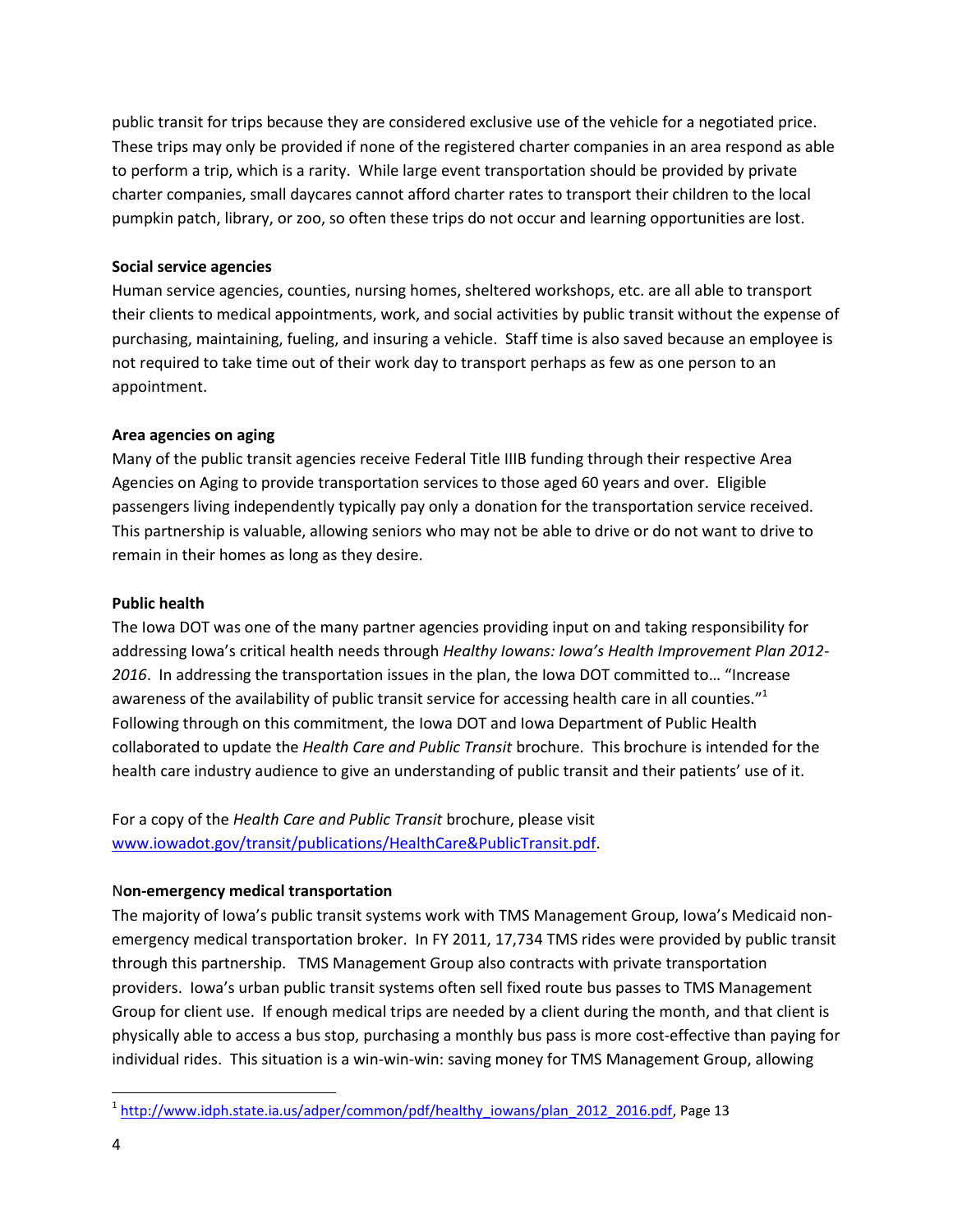public transit for trips because they are considered exclusive use of the vehicle for a negotiated price. These trips may only be provided if none of the registered charter companies in an area respond as able to perform a trip, which is a rarity. While large event transportation should be provided by private charter companies, small daycares cannot afford charter rates to transport their children to the local pumpkin patch, library, or zoo, so often these trips do not occur and learning opportunities are lost.

**Social service agencies**

Human service agencies, counties, nursing homes, sheltered workshops, etc. are all able to transport their clients to medical appointments, work, and social activities by public transit without the expense of purchasing, maintaining, fueling, and insuring a vehicle. Staff time is also saved because an employee is not required to take time out of their work day to transport perhaps as few as one person to an appointment.

**Area agencies on aging**

Many of the public transit agencies receive Federal Title IIIB funding through their respective Area Agencies on Aging to provide transportation services to those aged 60 years and over. Eligible passengers living independently typically pay only a donation for the transportation service received. This partnership is valuable, allowing seniors who may not be able to drive or do not want to drive to remain in their homes as long as they desire.

**Public health**

The Iowa DOT was one of the many partner agencies providing input on and taking responsibility for addressing Iowa's critical health needs through *Healthy Iowans: Iowa's Health Improvement Plan 2012-2016*. In addressing the transportation issues in the plan, the Iowa DOT committed to… "Increase awareness of the availability of public transit service for accessing health care in all counties."[1] Following through on this commitment, the Iowa DOT and Iowa Department of Public Health collaborated to update the *Health Care and Public Transit* brochure. This brochure is intended for the health care industry audience to give an understanding of public transit and their patients' use of it.

For a copy of the *Health Care and Public Transit* brochure, please visit www.iowadot.gov/transit/publications/HealthCare&PublicTransit.pdf.

N**on-emergency medical transportation**

The majority of Iowa's public transit systems work with TMS Management Group, Iowa's Medicaid non-emergency medical transportation broker. In FY 2011, 17,734 TMS rides were provided by public transit through this partnership. TMS Management Group also contracts with private transportation providers. Iowa's urban public transit systems often sell fixed route bus passes to TMS Management Group for client use. If enough medical trips are needed by a client during the month, and that client is physically able to access a bus stop, purchasing a monthly bus pass is more cost-effective than paying for individual rides. This situation is a win-win-win: saving money for TMS Management Group, allowing

[1] http://www.idph.state.ia.us/adper/common/pdf/healthy_iowans/plan_2012_2016.pdf, Page 13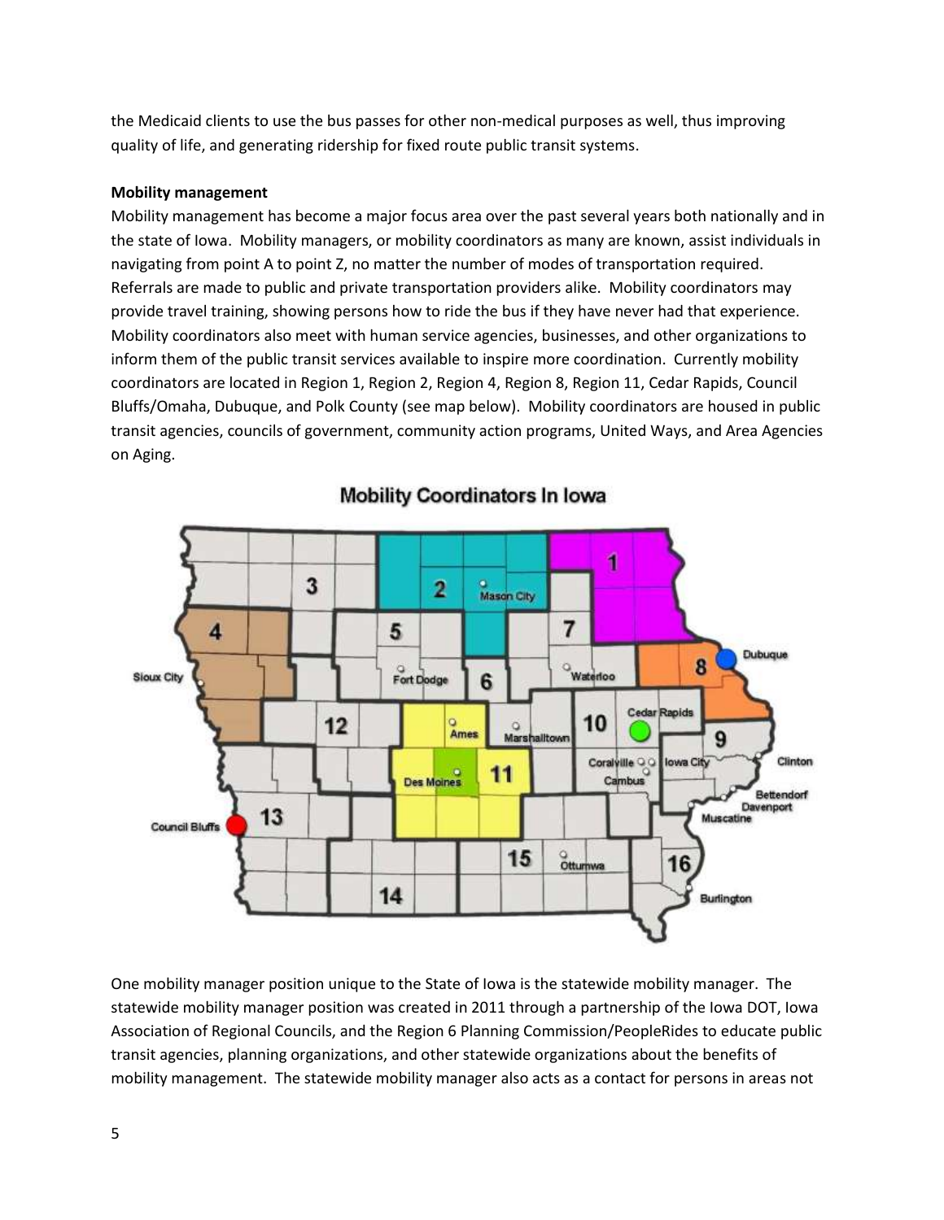the Medicaid clients to use the bus passes for other non-medical purposes as well, thus improving quality of life, and generating ridership for fixed route public transit systems.

**Mobility management**

Mobility management has become a major focus area over the past several years both nationally and in the state of Iowa. Mobility managers, or mobility coordinators as many are known, assist individuals in navigating from point A to point Z, no matter the number of modes of transportation required. Referrals are made to public and private transportation providers alike. Mobility coordinators may provide travel training, showing persons how to ride the bus if they have never had that experience. Mobility coordinators also meet with human service agencies, businesses, and other organizations to inform them of the public transit services available to inspire more coordination. Currently mobility coordinators are located in Region 1, Region 2, Region 4, Region 8, Region 11, Cedar Rapids, Council Bluffs/Omaha, Dubuque, and Polk County (see map below). Mobility coordinators are housed in public transit agencies, councils of government, community action programs, United Ways, and Area Agencies on Aging.

Mobility Coordinators In Iowa

One mobility manager position unique to the State of Iowa is the statewide mobility manager. The statewide mobility manager position was created in 2011 through a partnership of the Iowa DOT, Iowa Association of Regional Councils, and the Region 6 Planning Commission/PeopleRides to educate public transit agencies, planning organizations, and other statewide organizations about the benefits of mobility management. The statewide mobility manager also acts as a contact for persons in areas not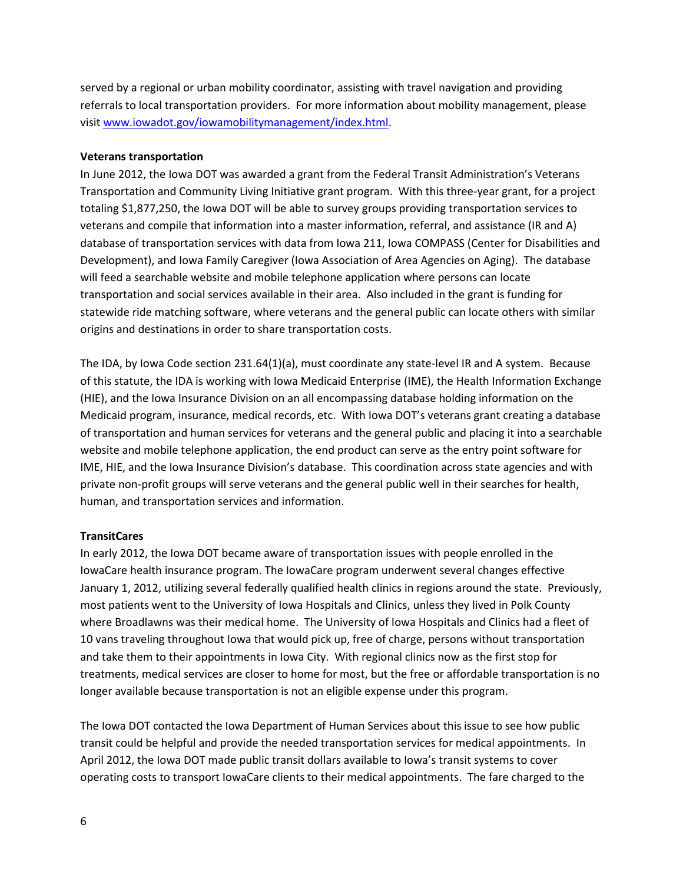served by a regional or urban mobility coordinator, assisting with travel navigation and providing referrals to local transportation providers. For more information about mobility management, please visit [www.iowadot.gov/iowamobilitymanagement/index.html](http://www.iowadot.gov/iowamobilitymanagement/index.html).

**Veterans transportation**

In June 2012, the Iowa DOT was awarded a grant from the Federal Transit Administration's Veterans Transportation and Community Living Initiative grant program. With this three-year grant, for a project totaling $1,877,250, the Iowa DOT will be able to survey groups providing transportation services to veterans and compile that information into a master information, referral, and assistance (IR and A) database of transportation services with data from Iowa 211, Iowa COMPASS (Center for Disabilities and Development), and Iowa Family Caregiver (Iowa Association of Area Agencies on Aging). The database will feed a searchable website and mobile telephone application where persons can locate transportation and social services available in their area. Also included in the grant is funding for statewide ride matching software, where veterans and the general public can locate others with similar origins and destinations in order to share transportation costs.

The IDA, by Iowa Code section 231.64(1)(a), must coordinate any state-level IR and A system. Because of this statute, the IDA is working with Iowa Medicaid Enterprise (IME), the Health Information Exchange (HIE), and the Iowa Insurance Division on an all encompassing database holding information on the Medicaid program, insurance, medical records, etc. With Iowa DOT's veterans grant creating a database of transportation and human services for veterans and the general public and placing it into a searchable website and mobile telephone application, the end product can serve as the entry point software for IME, HIE, and the Iowa Insurance Division's database. This coordination across state agencies and with private non-profit groups will serve veterans and the general public well in their searches for health, human, and transportation services and information.

**TransitCares**

In early 2012, the Iowa DOT became aware of transportation issues with people enrolled in the IowaCare health insurance program. The IowaCare program underwent several changes effective January 1, 2012, utilizing several federally qualified health clinics in regions around the state. Previously, most patients went to the University of Iowa Hospitals and Clinics, unless they lived in Polk County where Broadlawns was their medical home. The University of Iowa Hospitals and Clinics had a fleet of 10 vans traveling throughout Iowa that would pick up, free of charge, persons without transportation and take them to their appointments in Iowa City. With regional clinics now as the first stop for treatments, medical services are closer to home for most, but the free or affordable transportation is no longer available because transportation is not an eligible expense under this program.

The Iowa DOT contacted the Iowa Department of Human Services about this issue to see how public transit could be helpful and provide the needed transportation services for medical appointments. In April 2012, the Iowa DOT made public transit dollars available to Iowa's transit systems to cover operating costs to transport IowaCare clients to their medical appointments. The fare charged to the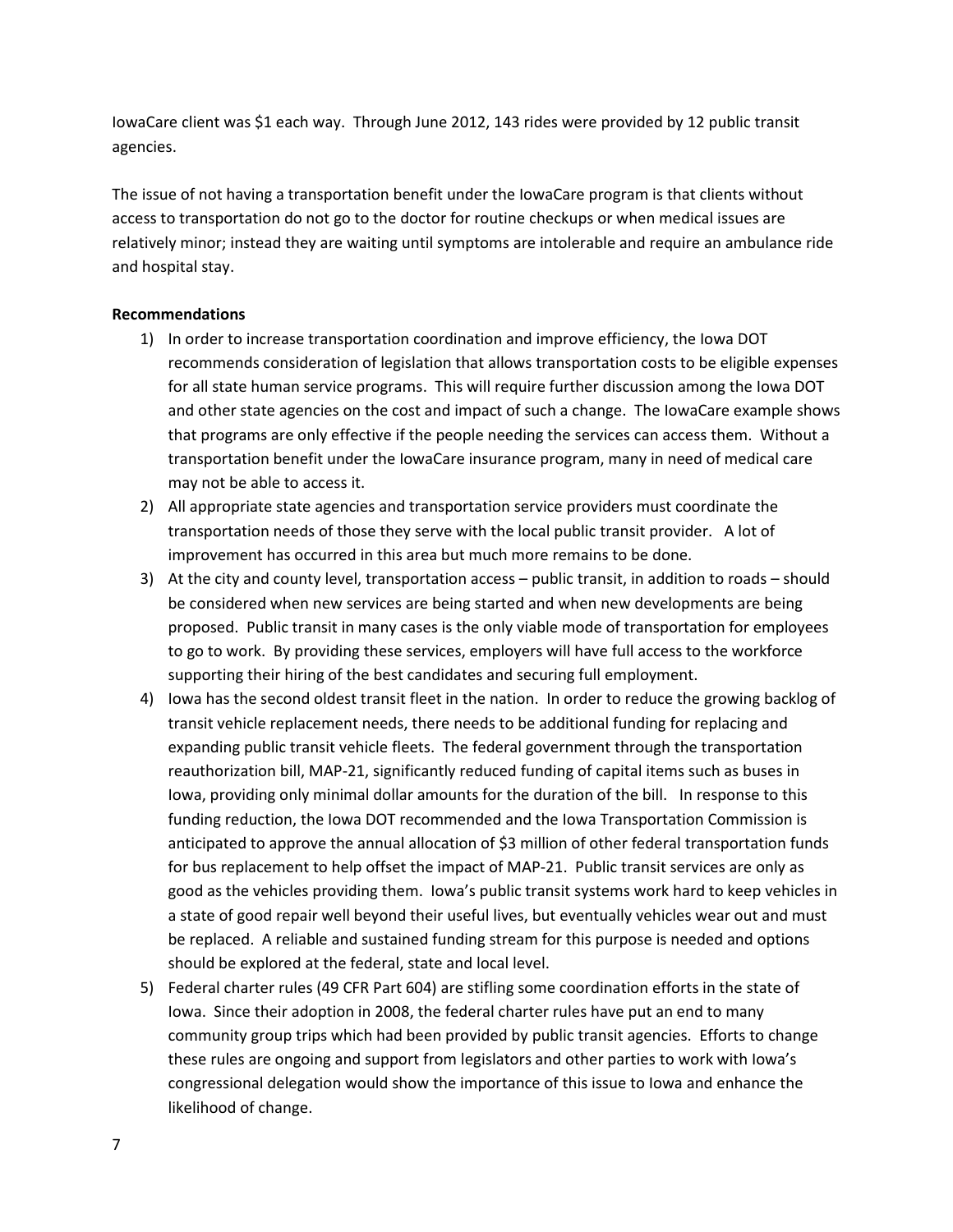IowaCare client was $1 each way. Through June 2012, 143 rides were provided by 12 public transit agencies.

The issue of not having a transportation benefit under the IowaCare program is that clients without access to transportation do not go to the doctor for routine checkups or when medical issues are relatively minor; instead they are waiting until symptoms are intolerable and require an ambulance ride and hospital stay.

**Recommendations**

1) In order to increase transportation coordination and improve efficiency, the Iowa DOT recommends consideration of legislation that allows transportation costs to be eligible expenses for all state human service programs. This will require further discussion among the Iowa DOT and other state agencies on the cost and impact of such a change. The IowaCare example shows that programs are only effective if the people needing the services can access them. Without a transportation benefit under the IowaCare insurance program, many in need of medical care may not be able to access it.
2) All appropriate state agencies and transportation service providers must coordinate the transportation needs of those they serve with the local public transit provider. A lot of improvement has occurred in this area but much more remains to be done.
3) At the city and county level, transportation access – public transit, in addition to roads – should be considered when new services are being started and when new developments are being proposed. Public transit in many cases is the only viable mode of transportation for employees to go to work. By providing these services, employers will have full access to the workforce supporting their hiring of the best candidates and securing full employment.
4) Iowa has the second oldest transit fleet in the nation. In order to reduce the growing backlog of transit vehicle replacement needs, there needs to be additional funding for replacing and expanding public transit vehicle fleets. The federal government through the transportation reauthorization bill, MAP-21, significantly reduced funding of capital items such as buses in Iowa, providing only minimal dollar amounts for the duration of the bill. In response to this funding reduction, the Iowa DOT recommended and the Iowa Transportation Commission is anticipated to approve the annual allocation of $3 million of other federal transportation funds for bus replacement to help offset the impact of MAP-21. Public transit services are only as good as the vehicles providing them. Iowa's public transit systems work hard to keep vehicles in a state of good repair well beyond their useful lives, but eventually vehicles wear out and must be replaced. A reliable and sustained funding stream for this purpose is needed and options should be explored at the federal, state and local level.
5) Federal charter rules (49 CFR Part 604) are stifling some coordination efforts in the state of Iowa. Since their adoption in 2008, the federal charter rules have put an end to many community group trips which had been provided by public transit agencies. Efforts to change these rules are ongoing and support from legislators and other parties to work with Iowa's congressional delegation would show the importance of this issue to Iowa and enhance the likelihood of change.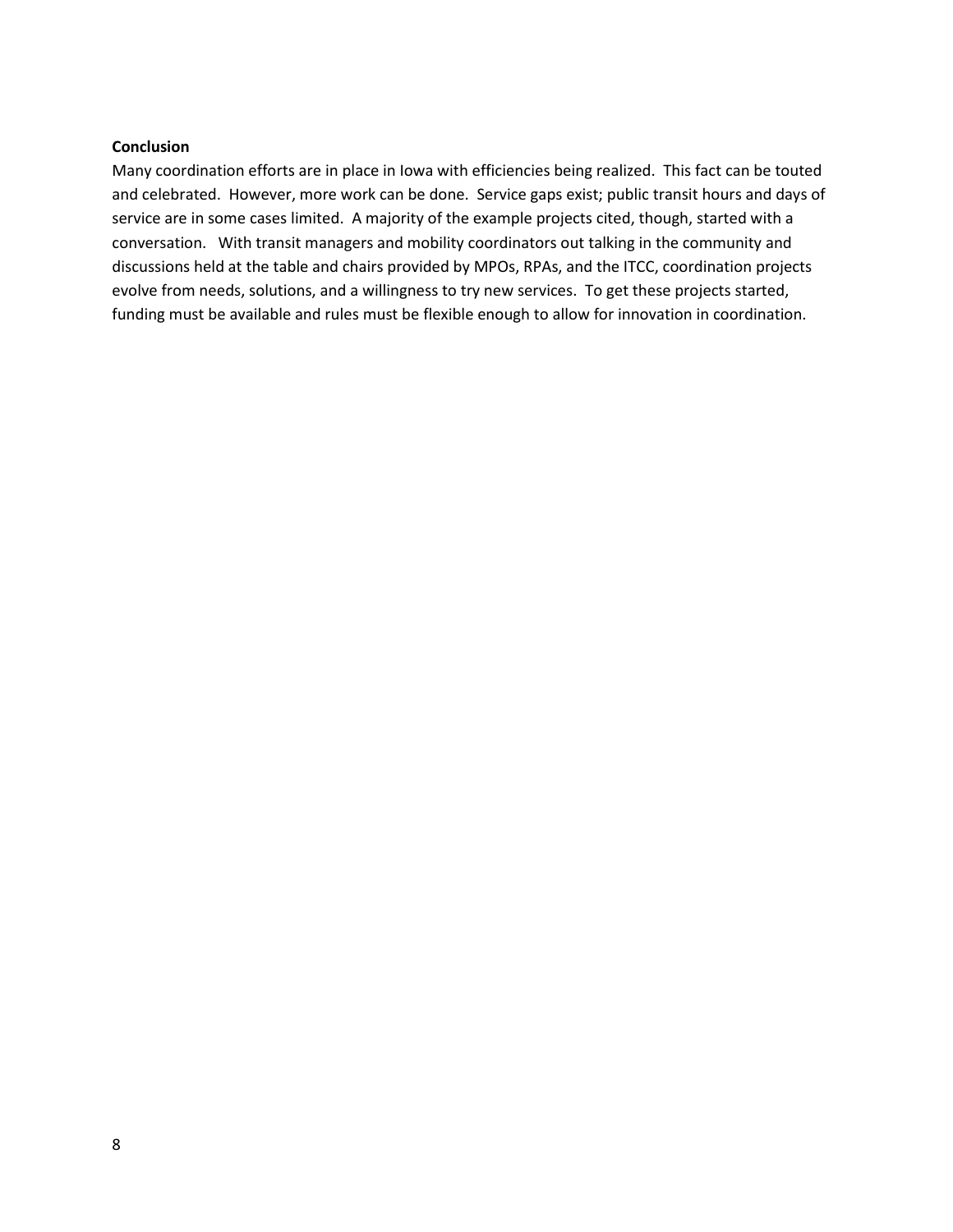**Conclusion**

Many coordination efforts are in place in Iowa with efficiencies being realized. This fact can be touted and celebrated. However, more work can be done. Service gaps exist; public transit hours and days of service are in some cases limited. A majority of the example projects cited, though, started with a conversation. With transit managers and mobility coordinators out talking in the community and discussions held at the table and chairs provided by MPOs, RPAs, and the ITCC, coordination projects evolve from needs, solutions, and a willingness to try new services. To get these projects started, funding must be available and rules must be flexible enough to allow for innovation in coordination.